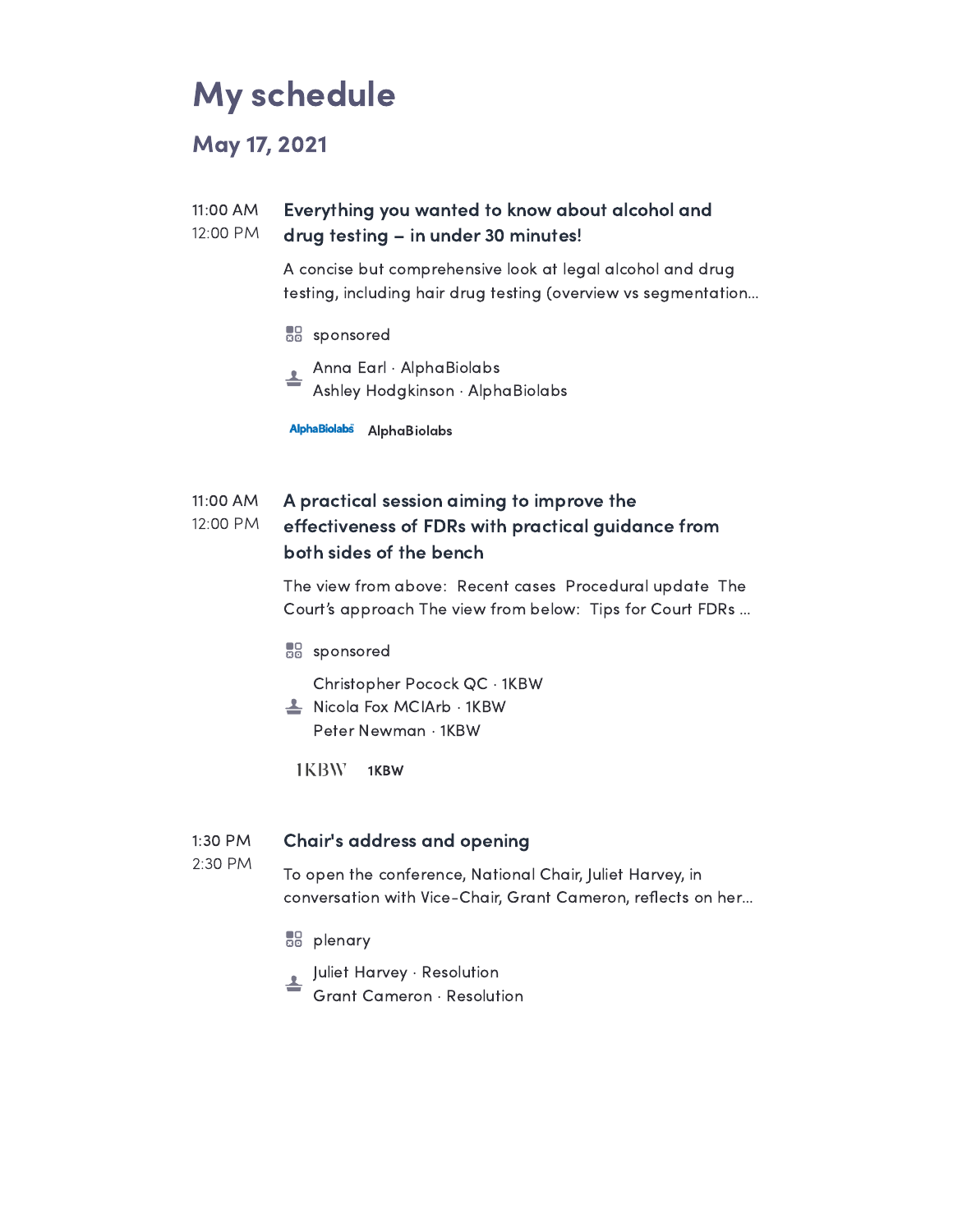# My schedule

## May 17, 2021

11:00 AM
12:00 PM

### Everything you wanted to know about alcohol and drug testing – in under 30 minutes!

A concise but comprehensive look at legal alcohol and drug testing, including hair drug testing (overview vs segmentation...

sponsored

Anna Earl · AlphaBiolabs
Ashley Hodgkinson · AlphaBiolabs

AlphaBiolabs

11:00 AM
12:00 PM

### A practical session aiming to improve the effectiveness of FDRs with practical guidance from both sides of the bench

The view from above: Recent cases Procedural update The Court's approach The view from below: Tips for Court FDRs ...

sponsored

Christopher Pocock QC · 1KBW
Nicola Fox MCIArb · 1KBW
Peter Newman · 1KBW

1KBW

1:30 PM
2:30 PM

### Chair's address and opening

To open the conference, National Chair, Juliet Harvey, in conversation with Vice-Chair, Grant Cameron, reflects on her...

plenary

Juliet Harvey · Resolution
Grant Cameron · Resolution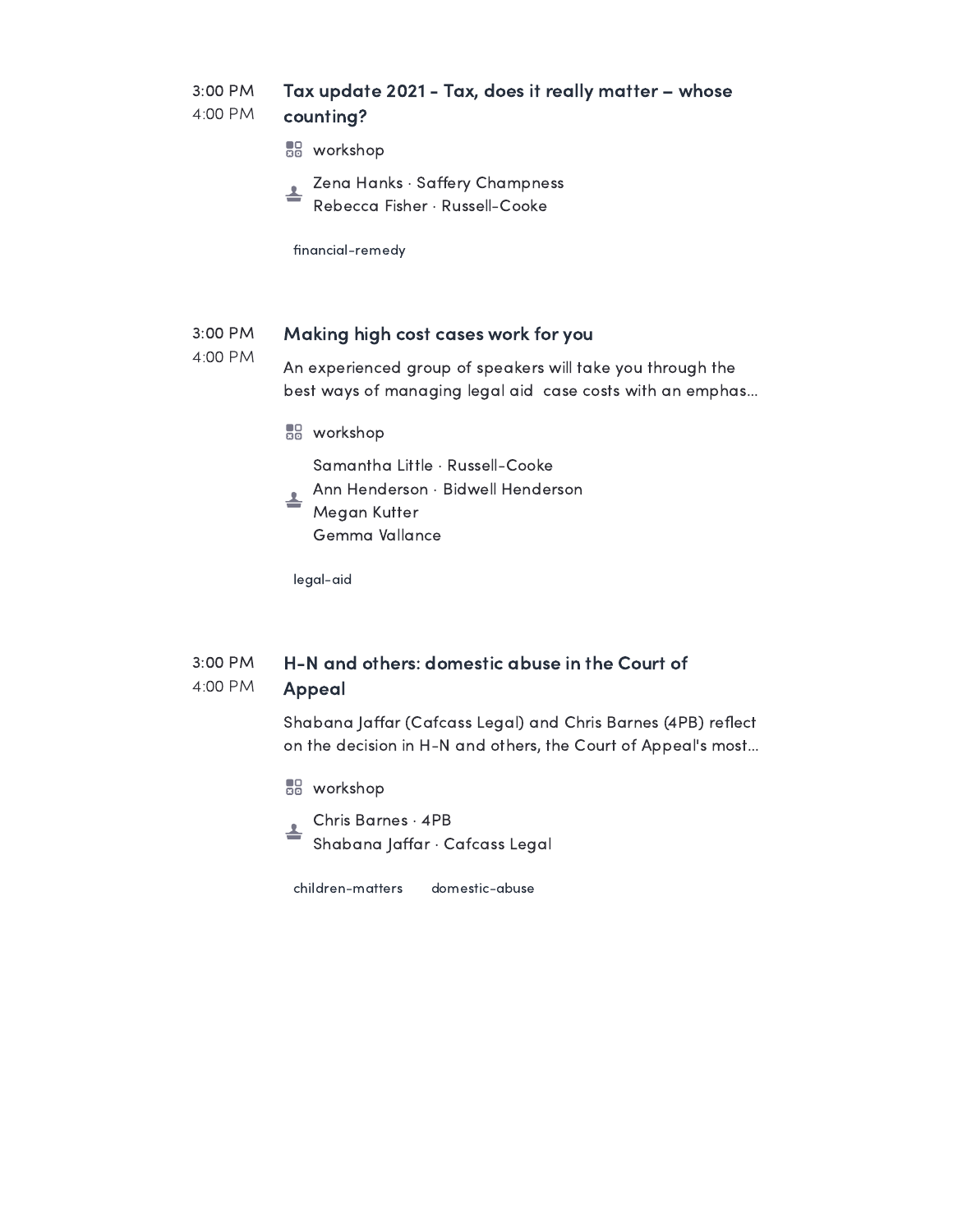3:00 PM
4:00 PM

### Tax update 2021 - Tax, does it really matter – whose counting?

workshop

Zena Hanks · Saffery Champness
Rebecca Fisher · Russell-Cooke

financial-remedy

3:00 PM
4:00 PM

### Making high cost cases work for you

An experienced group of speakers will take you through the best ways of managing legal aid case costs with an emphas...

workshop

Samantha Little · Russell-Cooke
Ann Henderson · Bidwell Henderson
Megan Kutter
Gemma Vallance

legal-aid

3:00 PM
4:00 PM

### H-N and others: domestic abuse in the Court of Appeal

Shabana Jaffar (Cafcass Legal) and Chris Barnes (4PB) reflect on the decision in H-N and others, the Court of Appeal's most...

workshop

Chris Barnes · 4PB
Shabana Jaffar · Cafcass Legal

children-matters domestic-abuse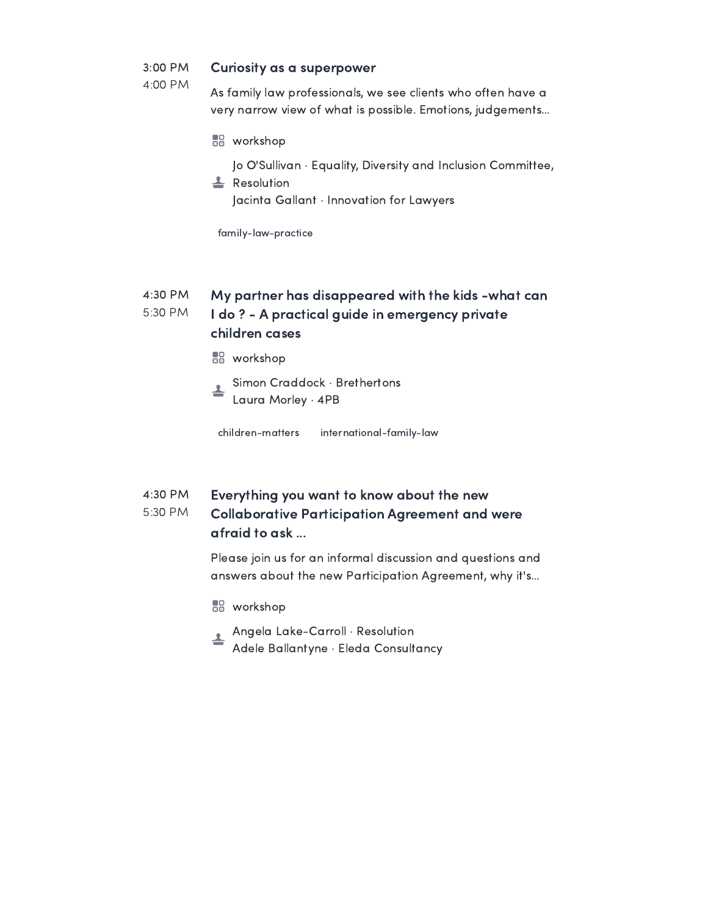3:00 PM
4:00 PM

### Curiosity as a superpower

As family law professionals, we see clients who often have a very narrow view of what is possible. Emotions, judgements...

workshop

Jo O'Sullivan · Equality, Diversity and Inclusion Committee, Resolution
Jacinta Gallant · Innovation for Lawyers

family-law-practice

4:30 PM
5:30 PM

### My partner has disappeared with the kids -what can I do ? - A practical guide in emergency private children cases

workshop

Simon Craddock · Brethertons
Laura Morley · 4PB

children-matters    international-family-law

4:30 PM
5:30 PM

### Everything you want to know about the new Collaborative Participation Agreement and were afraid to ask ...

Please join us for an informal discussion and questions and answers about the new Participation Agreement, why it's...

workshop

Angela Lake-Carroll · Resolution
Adele Ballantyne · Eleda Consultancy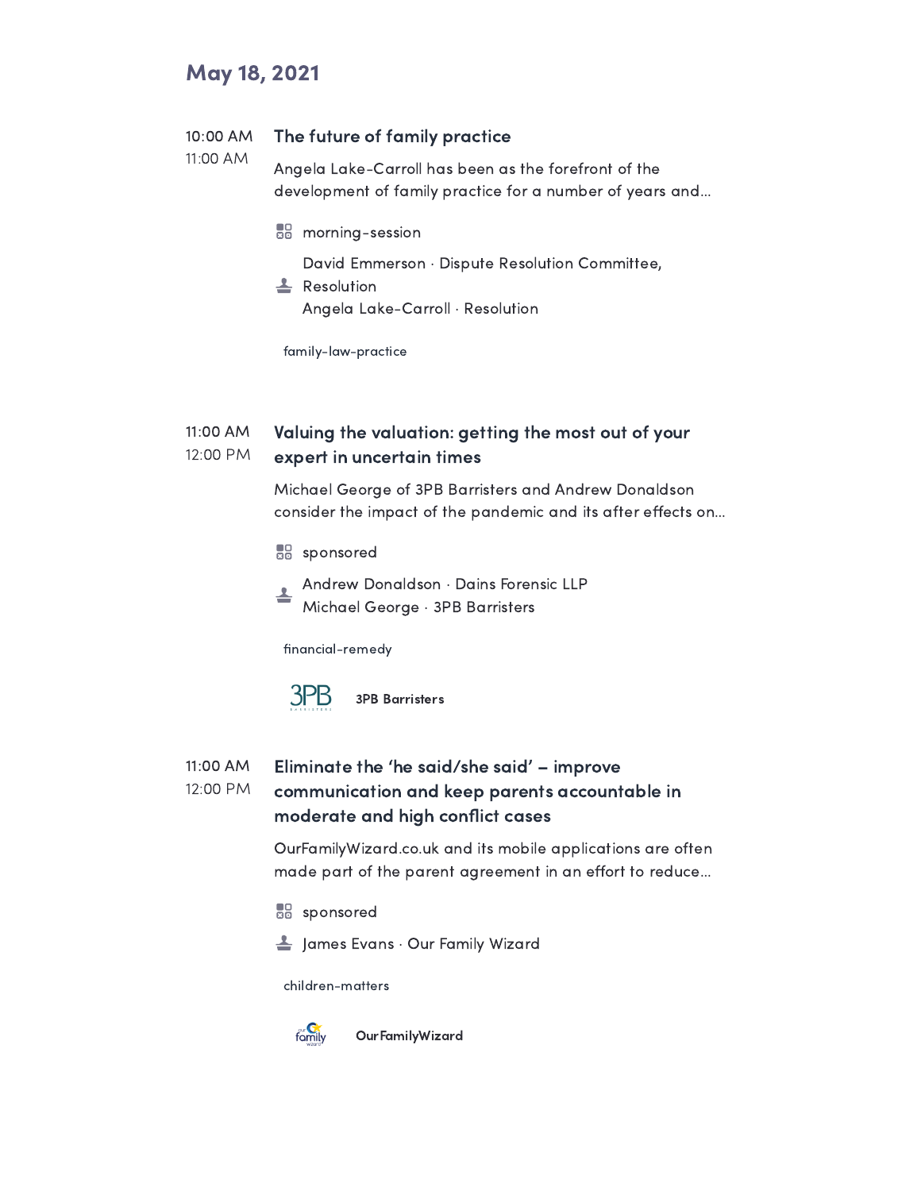## May 18, 2021

10:00 AM
11:00 AM

### The future of family practice

Angela Lake-Carroll has been as the forefront of the development of family practice for a number of years and...

morning-session

David Emmerson · Dispute Resolution Committee, Resolution
Angela Lake-Carroll · Resolution

family-law-practice

11:00 AM
12:00 PM

### Valuing the valuation: getting the most out of your expert in uncertain times

Michael George of 3PB Barristers and Andrew Donaldson consider the impact of the pandemic and its after effects on...

sponsored

Andrew Donaldson · Dains Forensic LLP
Michael George · 3PB Barristers

financial-remedy

3PB Barristers

11:00 AM
12:00 PM

### Eliminate the 'he said/she said' – improve communication and keep parents accountable in moderate and high conflict cases

OurFamilyWizard.co.uk and its mobile applications are often made part of the parent agreement in an effort to reduce...

sponsored

James Evans · Our Family Wizard

children-matters

OurFamilyWizard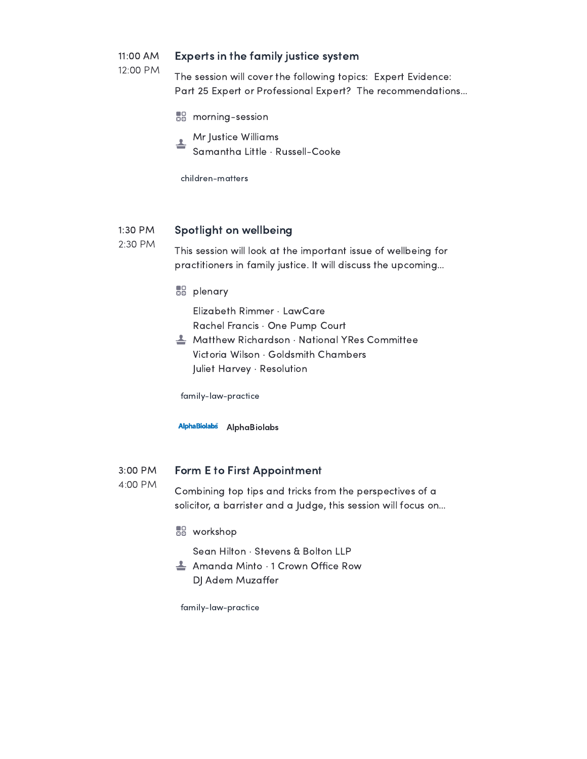11:00 AM
12:00 PM

## Experts in the family justice system

The session will cover the following topics: Expert Evidence: Part 25 Expert or Professional Expert? The recommendations...

morning-session

Mr Justice Williams
Samantha Little · Russell-Cooke

children-matters

1:30 PM
2:30 PM

## Spotlight on wellbeing

This session will look at the important issue of wellbeing for practitioners in family justice. It will discuss the upcoming...

plenary

Elizabeth Rimmer · LawCare
Rachel Francis · One Pump Court
Matthew Richardson · National YRes Committee
Victoria Wilson · Goldsmith Chambers
Juliet Harvey · Resolution

family-law-practice

AlphaBiolabs

3:00 PM
4:00 PM

## Form E to First Appointment

Combining top tips and tricks from the perspectives of a solicitor, a barrister and a Judge, this session will focus on...

workshop

Sean Hilton · Stevens & Bolton LLP
Amanda Minto · 1 Crown Office Row
DJ Adem Muzaffer

family-law-practice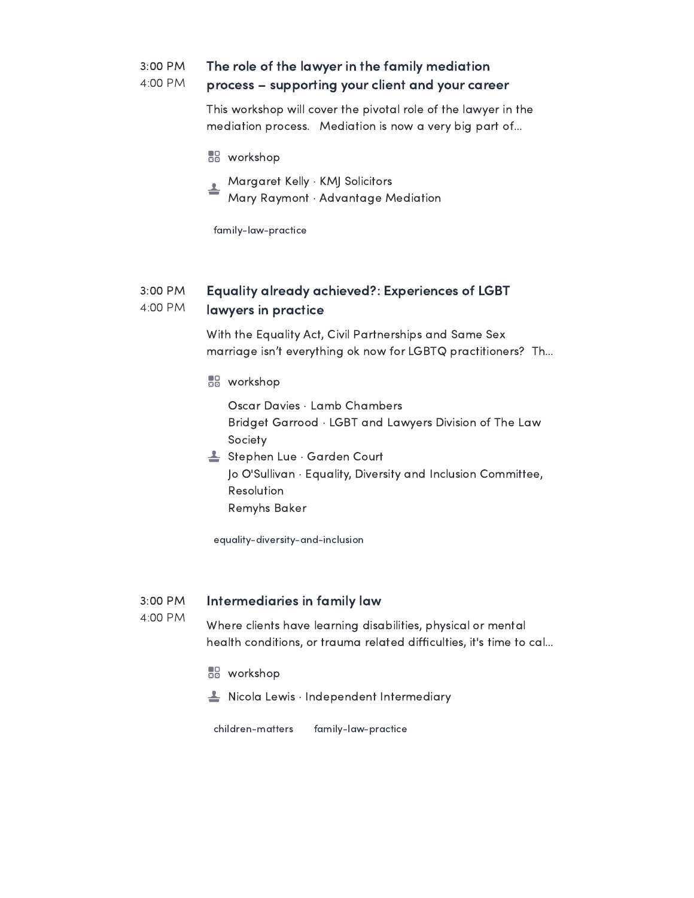3:00 PM
4:00 PM

### The role of the lawyer in the family mediation process – supporting your client and your career

This workshop will cover the pivotal role of the lawyer in the mediation process. Mediation is now a very big part of...

workshop

Margaret Kelly · KMJ Solicitors
Mary Raymont · Advantage Mediation

family-law-practice

3:00 PM
4:00 PM

### Equality already achieved?: Experiences of LGBT lawyers in practice

With the Equality Act, Civil Partnerships and Same Sex marriage isn't everything ok now for LGBTQ practitioners? Th...

workshop

Oscar Davies · Lamb Chambers
Bridget Garrood · LGBT and Lawyers Division of The Law Society
Stephen Lue · Garden Court
Jo O'Sullivan · Equality, Diversity and Inclusion Committee, Resolution
Remyhs Baker

equality-diversity-and-inclusion

3:00 PM
4:00 PM

### Intermediaries in family law

Where clients have learning disabilities, physical or mental health conditions, or trauma related difficulties, it's time to cal...

workshop

Nicola Lewis · Independent Intermediary

children-matters family-law-practice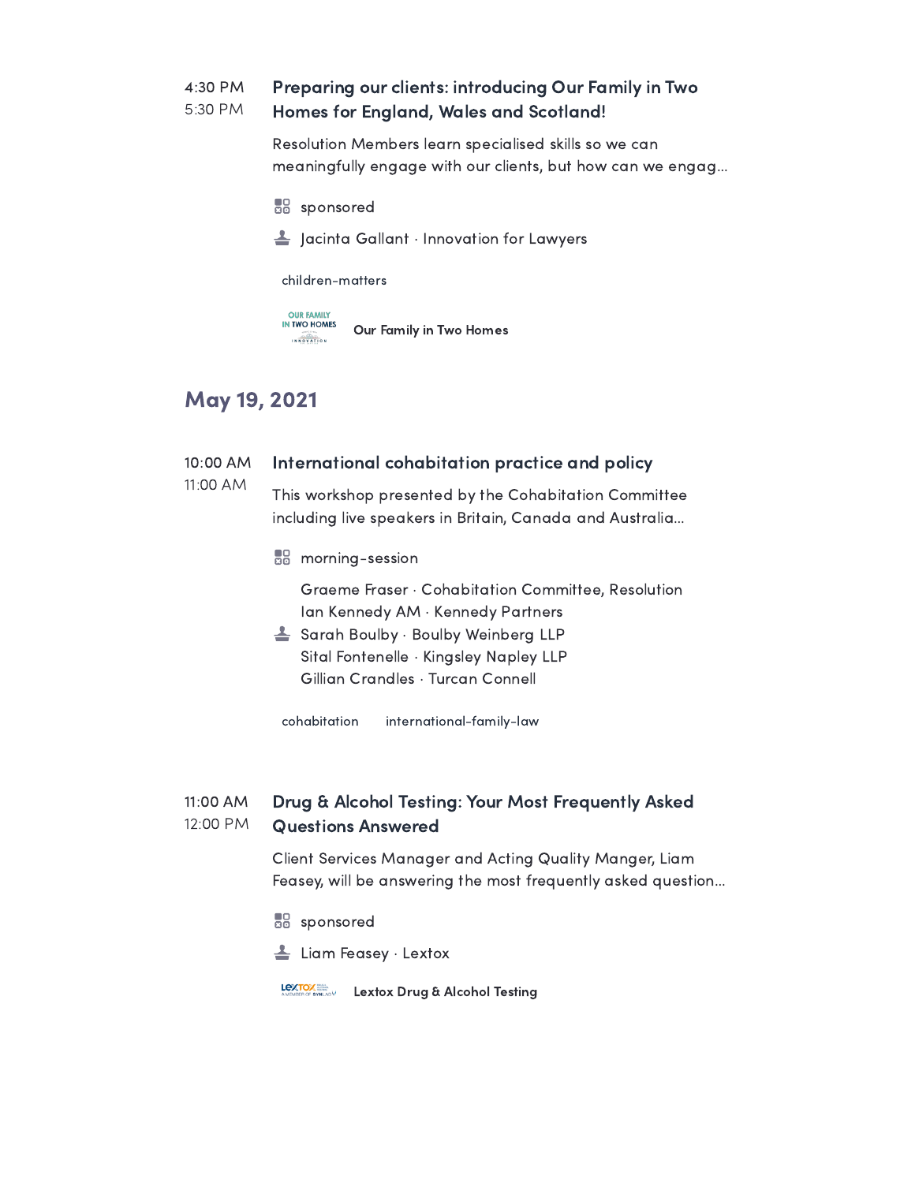4:30 PM
5:30 PM

### Preparing our clients: introducing Our Family in Two Homes for England, Wales and Scotland!

Resolution Members learn specialised skills so we can meaningfully engage with our clients, but how can we engag...

sponsored

Jacinta Gallant · Innovation for Lawyers

children-matters

Our Family in Two Homes

## May 19, 2021

10:00 AM
11:00 AM

### International cohabitation practice and policy

This workshop presented by the Cohabitation Committee including live speakers in Britain, Canada and Australia...

morning-session

Graeme Fraser · Cohabitation Committee, Resolution
Ian Kennedy AM · Kennedy Partners
Sarah Boulby · Boulby Weinberg LLP
Sital Fontenelle · Kingsley Napley LLP
Gillian Crandles · Turcan Connell

cohabitation    international-family-law

11:00 AM
12:00 PM

### Drug & Alcohol Testing: Your Most Frequently Asked Questions Answered

Client Services Manager and Acting Quality Manger, Liam Feasey, will be answering the most frequently asked question...

sponsored

Liam Feasey · Lextox

Lextox Drug & Alcohol Testing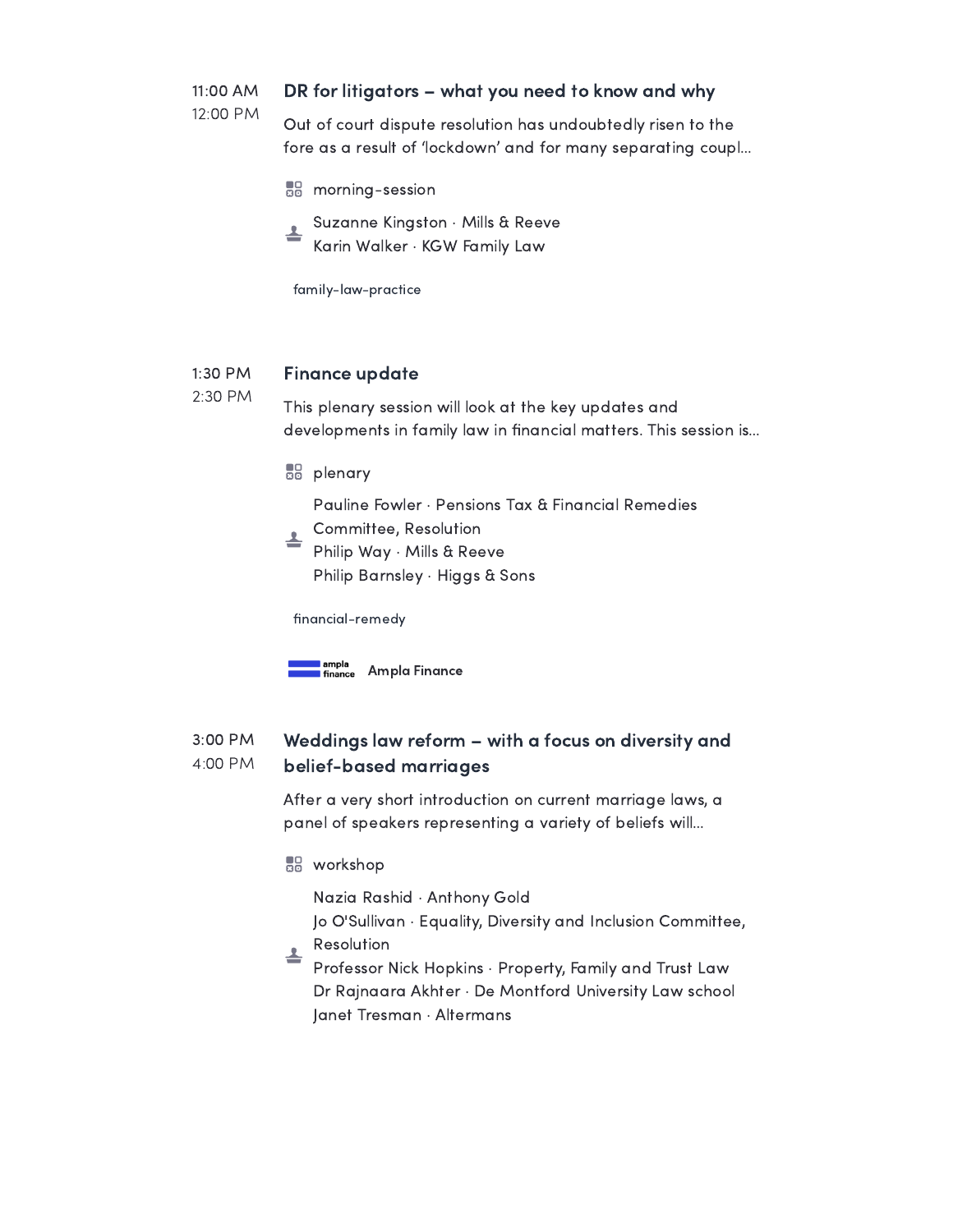11:00 AM
12:00 PM

### DR for litigators – what you need to know and why

Out of court dispute resolution has undoubtedly risen to the fore as a result of 'lockdown' and for many separating coupl...

morning-session

Suzanne Kingston · Mills & Reeve
Karin Walker · KGW Family Law

family-law-practice

1:30 PM
2:30 PM

### Finance update

This plenary session will look at the key updates and developments in family law in financial matters. This session is...

plenary

Pauline Fowler · Pensions Tax & Financial Remedies Committee, Resolution
Philip Way · Mills & Reeve
Philip Barnsley · Higgs & Sons

financial-remedy

Ampla Finance

3:00 PM
4:00 PM

### Weddings law reform – with a focus on diversity and belief-based marriages

After a very short introduction on current marriage laws, a panel of speakers representing a variety of beliefs will...

workshop

Nazia Rashid · Anthony Gold
Jo O'Sullivan · Equality, Diversity and Inclusion Committee, Resolution
Professor Nick Hopkins · Property, Family and Trust Law
Dr Rajnaara Akhter · De Montford University Law school
Janet Tresman · Altermans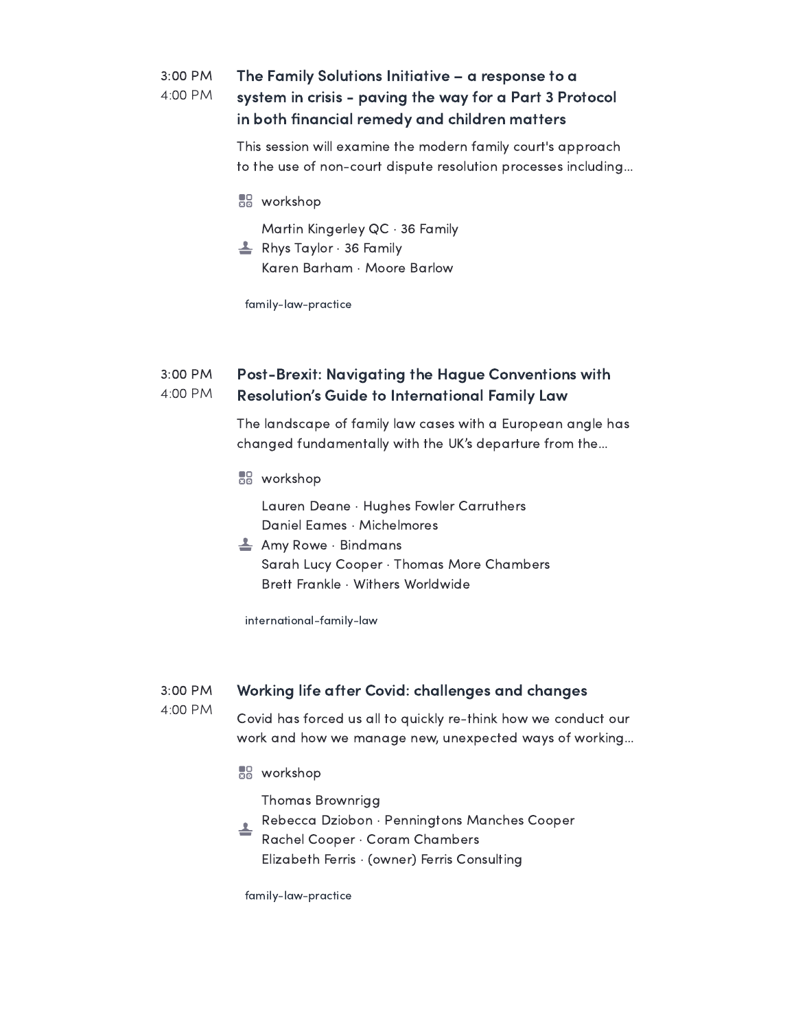3:00 PM
4:00 PM

### The Family Solutions Initiative – a response to a system in crisis - paving the way for a Part 3 Protocol in both financial remedy and children matters

This session will examine the modern family court's approach to the use of non-court dispute resolution processes including...

workshop

Martin Kingerley QC · 36 Family
Rhys Taylor · 36 Family
Karen Barham · Moore Barlow

family-law-practice

3:00 PM
4:00 PM

### Post-Brexit: Navigating the Hague Conventions with Resolution's Guide to International Family Law

The landscape of family law cases with a European angle has changed fundamentally with the UK's departure from the...

workshop

Lauren Deane · Hughes Fowler Carruthers
Daniel Eames · Michelmores
Amy Rowe · Bindmans
Sarah Lucy Cooper · Thomas More Chambers
Brett Frankle · Withers Worldwide

international-family-law

3:00 PM
4:00 PM

### Working life after Covid: challenges and changes

Covid has forced us all to quickly re-think how we conduct our work and how we manage new, unexpected ways of working...

workshop

Thomas Brownrigg
Rebecca Dziobon · Penningtons Manches Cooper
Rachel Cooper · Coram Chambers
Elizabeth Ferris · (owner) Ferris Consulting

family-law-practice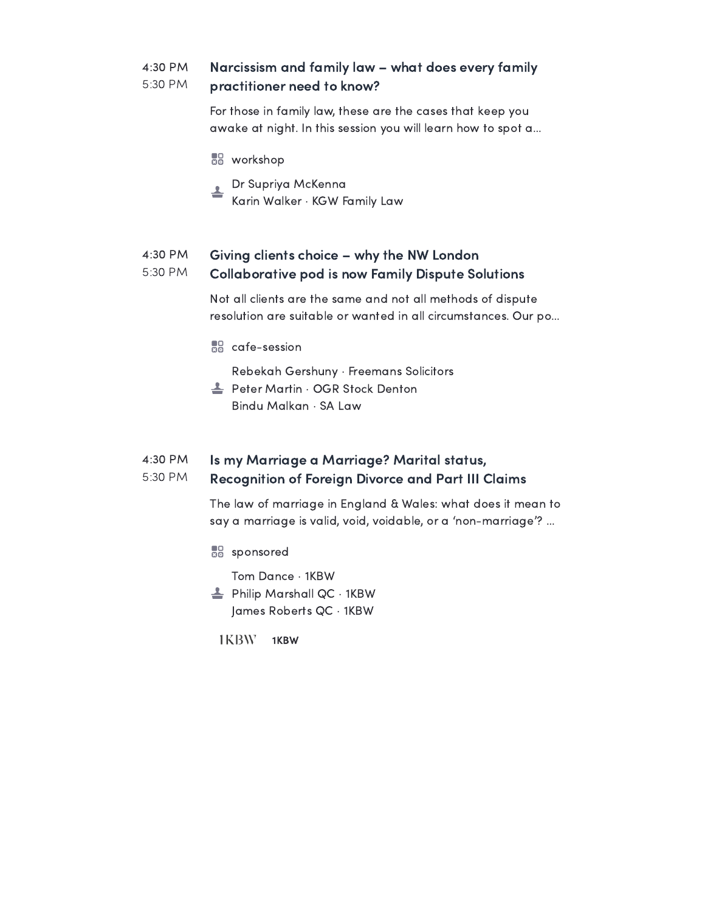4:30 PM
5:30 PM

### Narcissism and family law – what does every family practitioner need to know?

For those in family law, these are the cases that keep you awake at night. In this session you will learn how to spot a...

workshop

Dr Supriya McKenna
Karin Walker · KGW Family Law

4:30 PM
5:30 PM

### Giving clients choice – why the NW London Collaborative pod is now Family Dispute Solutions

Not all clients are the same and not all methods of dispute resolution are suitable or wanted in all circumstances. Our po...

cafe-session

Rebekah Gershuny · Freemans Solicitors
Peter Martin · OGR Stock Denton
Bindu Malkan · SA Law

4:30 PM
5:30 PM

### Is my Marriage a Marriage? Marital status, Recognition of Foreign Divorce and Part III Claims

The law of marriage in England & Wales: what does it mean to say a marriage is valid, void, voidable, or a 'non-marriage'? ...

sponsored

Tom Dance · 1KBW
Philip Marshall QC · 1KBW
James Roberts QC · 1KBW

1KBW **1KBW**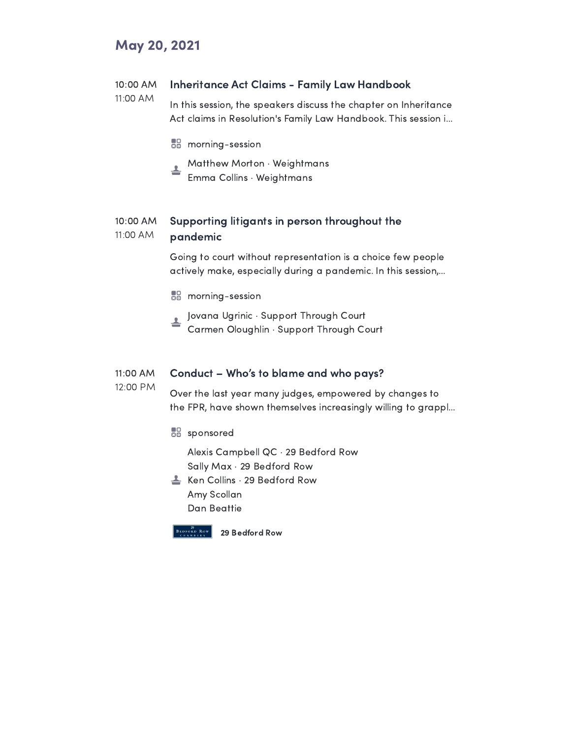## May 20, 2021

10:00 AM
11:00 AM

### Inheritance Act Claims - Family Law Handbook

In this session, the speakers discuss the chapter on Inheritance Act claims in Resolution's Family Law Handbook. This session i...

morning-session

Matthew Morton · Weightmans
Emma Collins · Weightmans

10:00 AM
11:00 AM

### Supporting litigants in person throughout the pandemic

Going to court without representation is a choice few people actively make, especially during a pandemic. In this session,...

morning-session

Jovana Ugrinic · Support Through Court
Carmen Oloughlin · Support Through Court

11:00 AM
12:00 PM

### Conduct – Who's to blame and who pays?

Over the last year many judges, empowered by changes to the FPR, have shown themselves increasingly willing to grappl...

sponsored

Alexis Campbell QC · 29 Bedford Row
Sally Max · 29 Bedford Row
Ken Collins · 29 Bedford Row
Amy Scollan
Dan Beattie

**29 Bedford Row**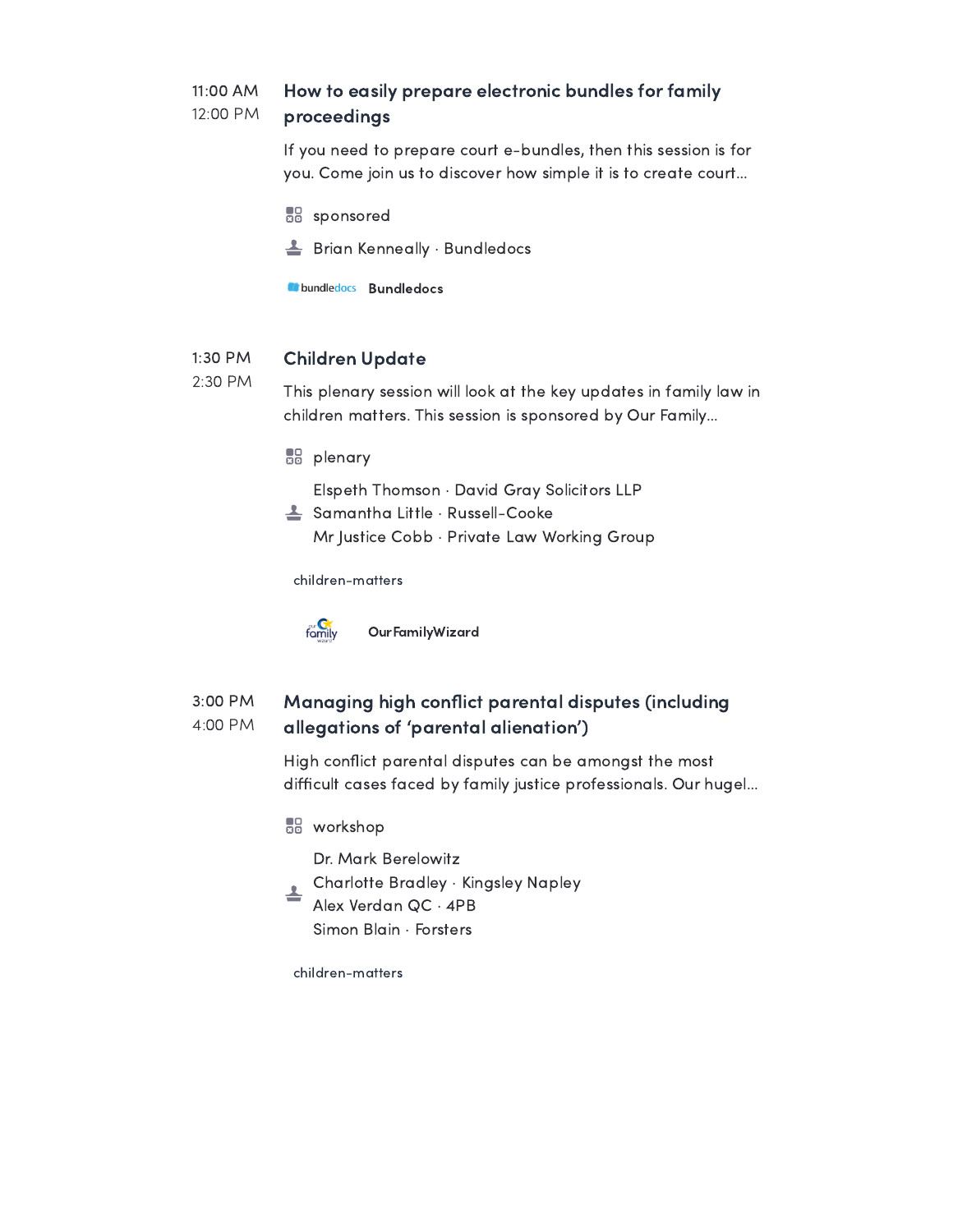11:00 AM
12:00 PM

### How to easily prepare electronic bundles for family proceedings

If you need to prepare court e-bundles, then this session is for you. Come join us to discover how simple it is to create court...

sponsored

Brian Kenneally · Bundledocs

bundledocs **Bundledocs**

1:30 PM
2:30 PM

### Children Update

This plenary session will look at the key updates in family law in children matters. This session is sponsored by Our Family...

plenary

Elspeth Thomson · David Gray Solicitors LLP
Samantha Little · Russell-Cooke
Mr Justice Cobb · Private Law Working Group

children-matters

**OurFamilyWizard**

3:00 PM
4:00 PM

### Managing high conflict parental disputes (including allegations of 'parental alienation')

High conflict parental disputes can be amongst the most difficult cases faced by family justice professionals. Our hugel...

workshop

Dr. Mark Berelowitz
Charlotte Bradley · Kingsley Napley
Alex Verdan QC · 4PB
Simon Blain · Forsters

children-matters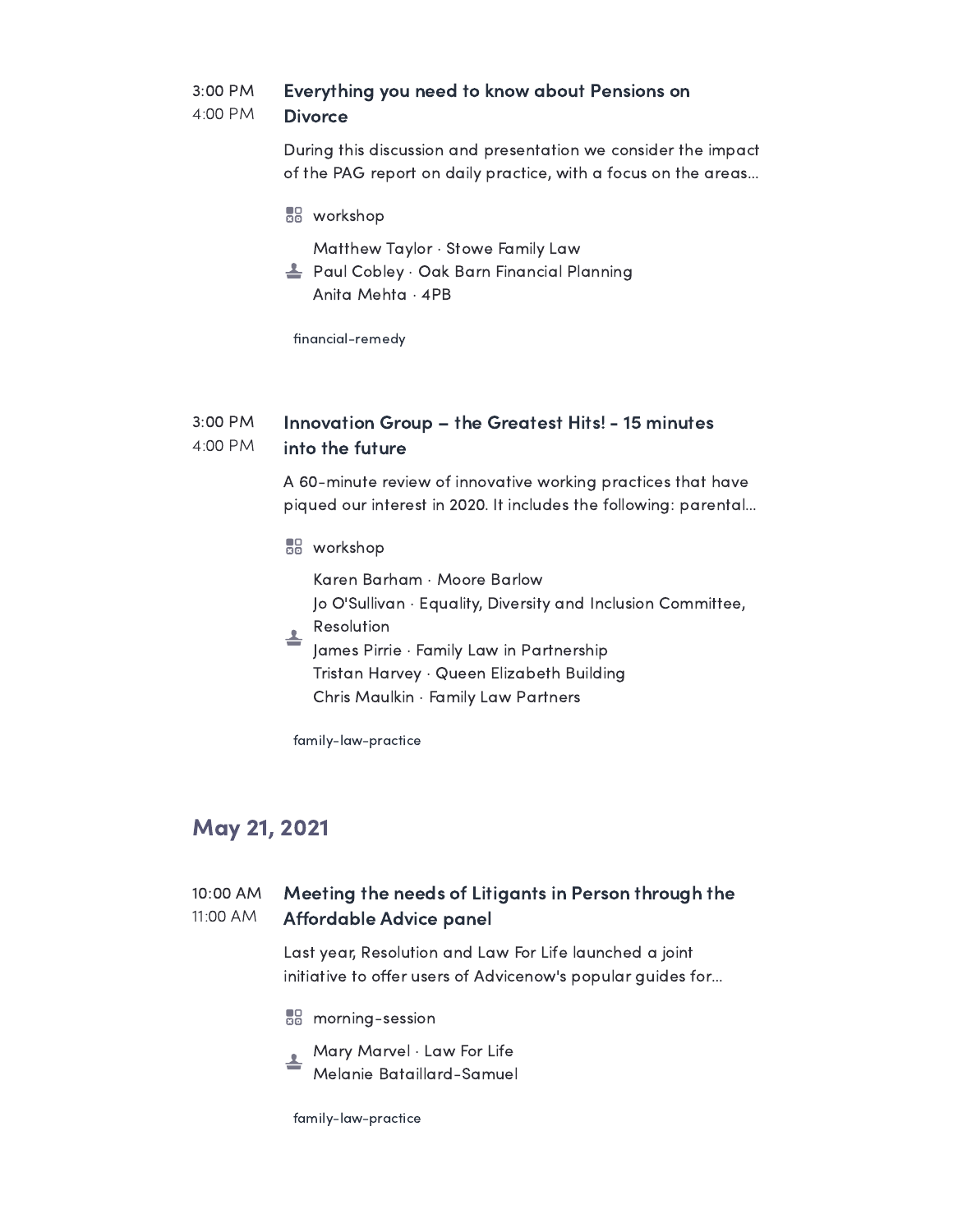3:00 PM
4:00 PM

### Everything you need to know about Pensions on Divorce

During this discussion and presentation we consider the impact of the PAG report on daily practice, with a focus on the areas...

workshop

Matthew Taylor · Stowe Family Law
Paul Cobley · Oak Barn Financial Planning
Anita Mehta · 4PB

financial-remedy

3:00 PM
4:00 PM

### Innovation Group – the Greatest Hits! - 15 minutes into the future

A 60-minute review of innovative working practices that have piqued our interest in 2020. It includes the following: parental...

workshop

Karen Barham · Moore Barlow
Jo O'Sullivan · Equality, Diversity and Inclusion Committee, Resolution
James Pirrie · Family Law in Partnership
Tristan Harvey · Queen Elizabeth Building
Chris Maulkin · Family Law Partners

family-law-practice

## May 21, 2021

10:00 AM
11:00 AM

### Meeting the needs of Litigants in Person through the Affordable Advice panel

Last year, Resolution and Law For Life launched a joint initiative to offer users of Advicenow's popular guides for...

morning-session

Mary Marvel · Law For Life
Melanie Bataillard-Samuel

family-law-practice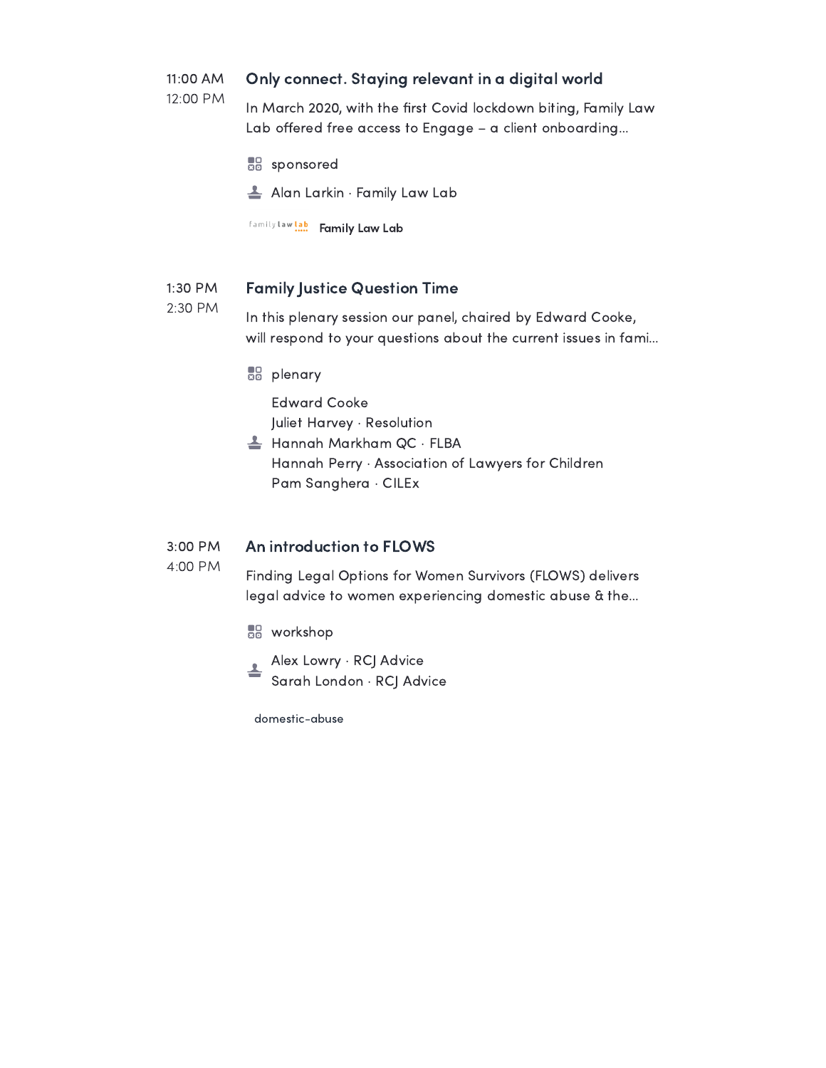11:00 AM
12:00 PM

### Only connect. Staying relevant in a digital world

In March 2020, with the first Covid lockdown biting, Family Law Lab offered free access to Engage – a client onboarding...

sponsored

Alan Larkin · Family Law Lab

Family Law Lab

1:30 PM
2:30 PM

### Family Justice Question Time

In this plenary session our panel, chaired by Edward Cooke, will respond to your questions about the current issues in fami...

plenary

Edward Cooke
Juliet Harvey · Resolution
Hannah Markham QC · FLBA
Hannah Perry · Association of Lawyers for Children
Pam Sanghera · CILEx

3:00 PM
4:00 PM

### An introduction to FLOWS

Finding Legal Options for Women Survivors (FLOWS) delivers legal advice to women experiencing domestic abuse & the...

workshop

Alex Lowry · RCJ Advice
Sarah London · RCJ Advice

domestic-abuse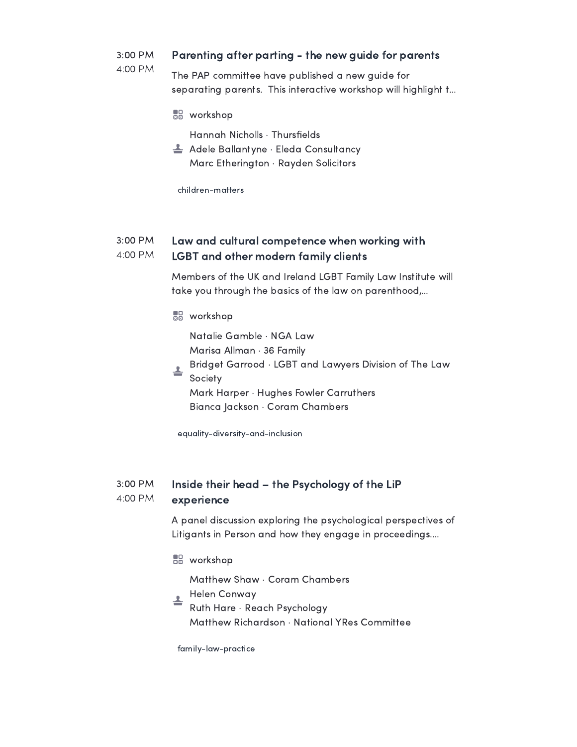3:00 PM
4:00 PM

### Parenting after parting - the new guide for parents

The PAP committee have published a new guide for separating parents. This interactive workshop will highlight t...

workshop

Hannah Nicholls · Thursfields
Adele Ballantyne · Eleda Consultancy
Marc Etherington · Rayden Solicitors

children-matters

3:00 PM
4:00 PM

### Law and cultural competence when working with LGBT and other modern family clients

Members of the UK and Ireland LGBT Family Law Institute will take you through the basics of the law on parenthood,...

workshop

Natalie Gamble · NGA Law
Marisa Allman · 36 Family
Bridget Garrood · LGBT and Lawyers Division of The Law Society
Mark Harper · Hughes Fowler Carruthers
Bianca Jackson · Coram Chambers

equality-diversity-and-inclusion

3:00 PM
4:00 PM

### Inside their head – the Psychology of the LiP experience

A panel discussion exploring the psychological perspectives of Litigants in Person and how they engage in proceedings....

workshop

Matthew Shaw · Coram Chambers
Helen Conway
Ruth Hare · Reach Psychology
Matthew Richardson · National YRes Committee

family-law-practice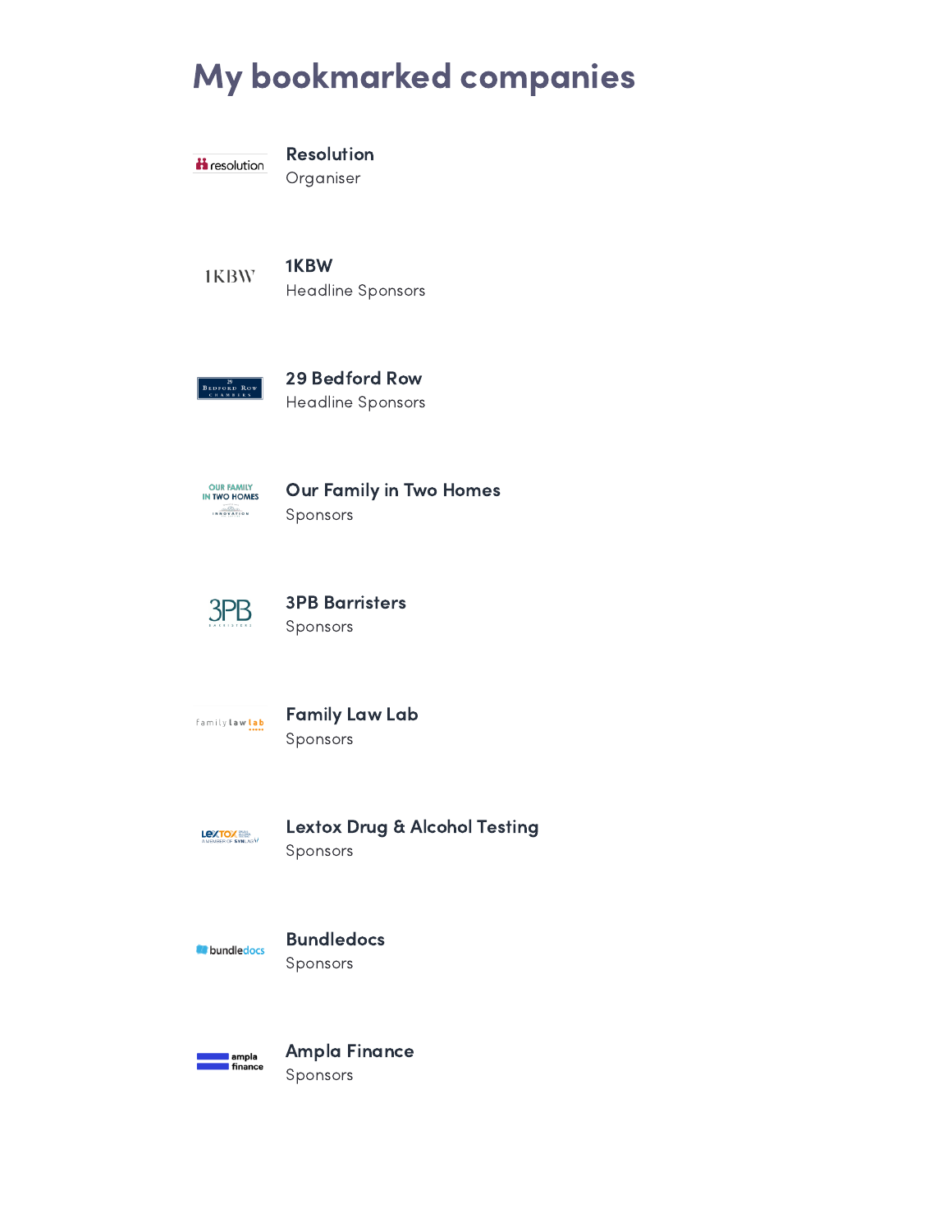# My bookmarked companies

**Resolution**
Organiser

**1KBW**
Headline Sponsors

**29 Bedford Row**
Headline Sponsors

**Our Family in Two Homes**
Sponsors

**3PB Barristers**
Sponsors

**Family Law Lab**
Sponsors

**Lextox Drug & Alcohol Testing**
Sponsors

**Bundledocs**
Sponsors

**Ampla Finance**
Sponsors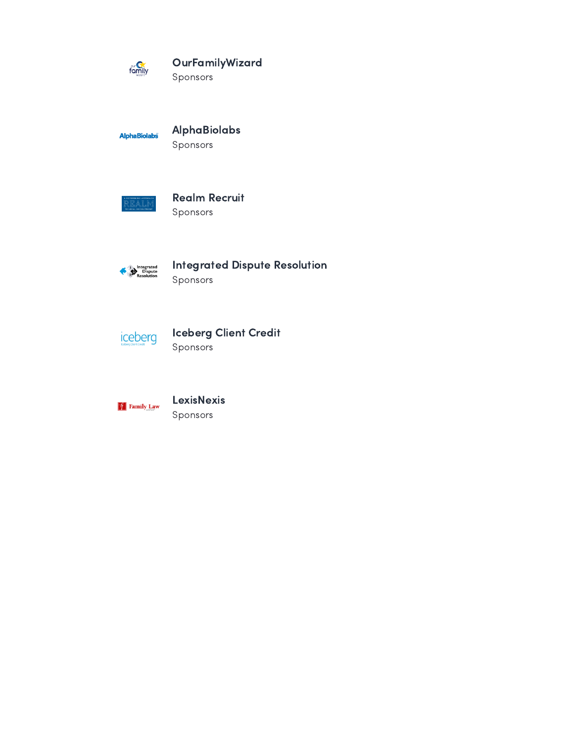**OurFamilyWizard**
Sponsors

**AlphaBiolabs**
Sponsors

**Realm Recruit**
Sponsors

**Integrated Dispute Resolution**
Sponsors

**Iceberg Client Credit**
Sponsors

**LexisNexis**
Sponsors